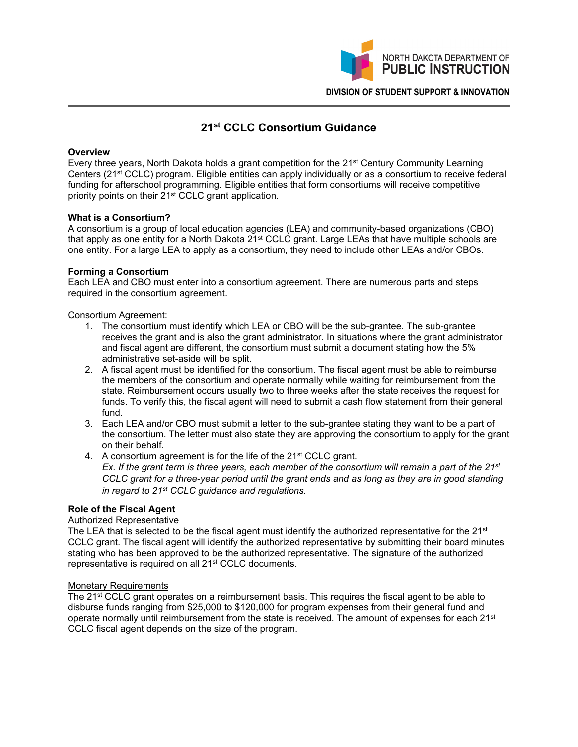NORTH DAKOTA DEPARTMENT OF **PUBLIC INSTRUCTION**

**DIVISION OF STUDENT SUPPORT & INNOVATION**

# 21st CCLC Consortium Guidance

**Overview**

Every three years, North Dakota holds a grant competition for the 21st Century Community Learning Centers (21st CCLC) program. Eligible entities can apply individually or as a consortium to receive federal funding for afterschool programming. Eligible entities that form consortiums will receive competitive priority points on their 21st CCLC grant application.

**What is a Consortium?**

A consortium is a group of local education agencies (LEA) and community-based organizations (CBO) that apply as one entity for a North Dakota 21st CCLC grant. Large LEAs that have multiple schools are one entity. For a large LEA to apply as a consortium, they need to include other LEAs and/or CBOs.

**Forming a Consortium**

Each LEA and CBO must enter into a consortium agreement. There are numerous parts and steps required in the consortium agreement.

Consortium Agreement:

1. The consortium must identify which LEA or CBO will be the sub-grantee. The sub-grantee receives the grant and is also the grant administrator. In situations where the grant administrator and fiscal agent are different, the consortium must submit a document stating how the 5% administrative set-aside will be split.
2. A fiscal agent must be identified for the consortium. The fiscal agent must be able to reimburse the members of the consortium and operate normally while waiting for reimbursement from the state. Reimbursement occurs usually two to three weeks after the state receives the request for funds. To verify this, the fiscal agent will need to submit a cash flow statement from their general fund.
3. Each LEA and/or CBO must submit a letter to the sub-grantee stating they want to be a part of the consortium. The letter must also state they are approving the consortium to apply for the grant on their behalf.
4. A consortium agreement is for the life of the 21st CCLC grant.
   *Ex. If the grant term is three years, each member of the consortium will remain a part of the 21st CCLC grant for a three-year period until the grant ends and as long as they are in good standing in regard to 21st CCLC guidance and regulations.*

**Role of the Fiscal Agent**

Authorized Representative

The LEA that is selected to be the fiscal agent must identify the authorized representative for the 21st CCLC grant. The fiscal agent will identify the authorized representative by submitting their board minutes stating who has been approved to be the authorized representative. The signature of the authorized representative is required on all 21st CCLC documents.

Monetary Requirements

The 21st CCLC grant operates on a reimbursement basis. This requires the fiscal agent to be able to disburse funds ranging from $25,000 to $120,000 for program expenses from their general fund and operate normally until reimbursement from the state is received. The amount of expenses for each 21st CCLC fiscal agent depends on the size of the program.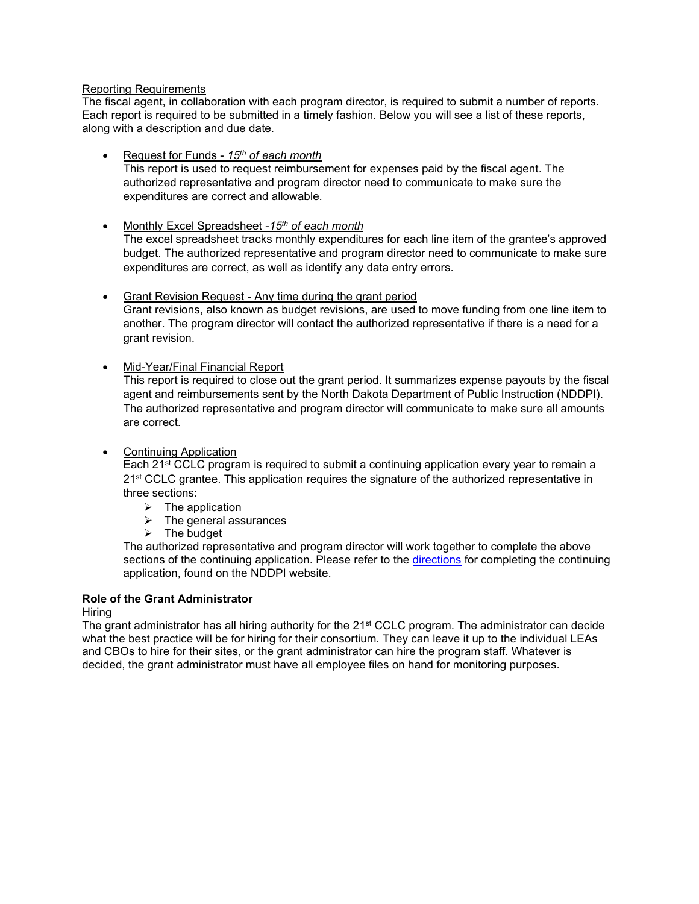Reporting Requirements

The fiscal agent, in collaboration with each program director, is required to submit a number of reports. Each report is required to be submitted in a timely fashion. Below you will see a list of these reports, along with a description and due date.

- Request for Funds - *15th of each month*
  This report is used to request reimbursement for expenses paid by the fiscal agent. The authorized representative and program director need to communicate to make sure the expenditures are correct and allowable.

- Monthly Excel Spreadsheet -*15th of each month*
  The excel spreadsheet tracks monthly expenditures for each line item of the grantee's approved budget. The authorized representative and program director need to communicate to make sure expenditures are correct, as well as identify any data entry errors.

- Grant Revision Request - Any time during the grant period
  Grant revisions, also known as budget revisions, are used to move funding from one line item to another. The program director will contact the authorized representative if there is a need for a grant revision.

- Mid-Year/Final Financial Report
  This report is required to close out the grant period. It summarizes expense payouts by the fiscal agent and reimbursements sent by the North Dakota Department of Public Instruction (NDDPI). The authorized representative and program director will communicate to make sure all amounts are correct.

- Continuing Application
  Each 21st CCLC program is required to submit a continuing application every year to remain a 21st CCLC grantee. This application requires the signature of the authorized representative in three sections:
  - The application
  - The general assurances
  - The budget

  The authorized representative and program director will work together to complete the above sections of the continuing application. Please refer to the directions for completing the continuing application, found on the NDDPI website.

**Role of the Grant Administrator**

Hiring

The grant administrator has all hiring authority for the 21st CCLC program. The administrator can decide what the best practice will be for hiring for their consortium. They can leave it up to the individual LEAs and CBOs to hire for their sites, or the grant administrator can hire the program staff. Whatever is decided, the grant administrator must have all employee files on hand for monitoring purposes.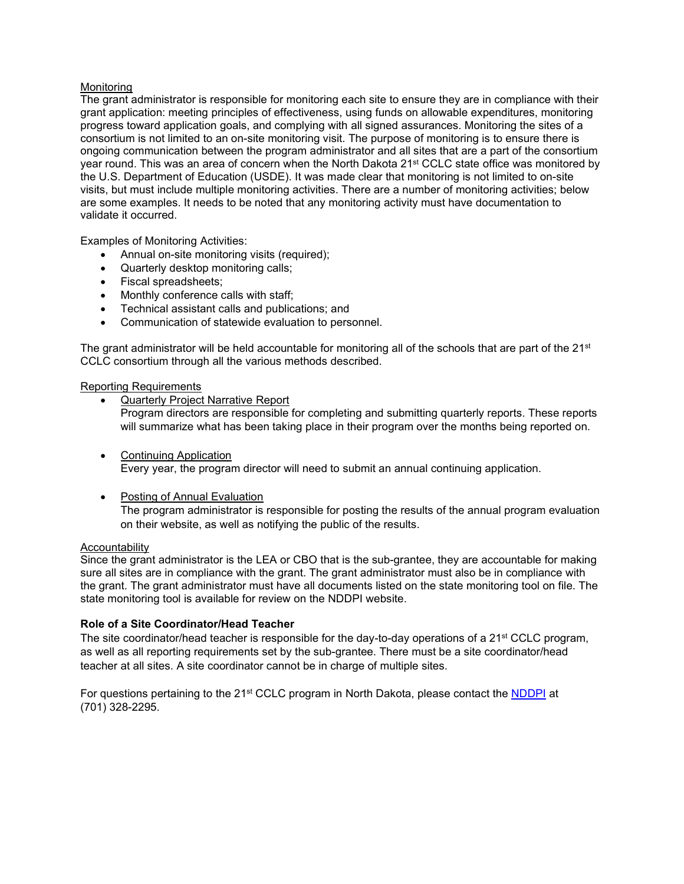Monitoring

The grant administrator is responsible for monitoring each site to ensure they are in compliance with their grant application: meeting principles of effectiveness, using funds on allowable expenditures, monitoring progress toward application goals, and complying with all signed assurances. Monitoring the sites of a consortium is not limited to an on-site monitoring visit. The purpose of monitoring is to ensure there is ongoing communication between the program administrator and all sites that are a part of the consortium year round. This was an area of concern when the North Dakota 21st CCLC state office was monitored by the U.S. Department of Education (USDE). It was made clear that monitoring is not limited to on-site visits, but must include multiple monitoring activities. There are a number of monitoring activities; below are some examples. It needs to be noted that any monitoring activity must have documentation to validate it occurred.

Examples of Monitoring Activities:

- Annual on-site monitoring visits (required);
- Quarterly desktop monitoring calls;
- Fiscal spreadsheets;
- Monthly conference calls with staff;
- Technical assistant calls and publications; and
- Communication of statewide evaluation to personnel.

The grant administrator will be held accountable for monitoring all of the schools that are part of the 21st CCLC consortium through all the various methods described.

Reporting Requirements

- Quarterly Project Narrative Report
  Program directors are responsible for completing and submitting quarterly reports. These reports will summarize what has been taking place in their program over the months being reported on.

- Continuing Application
  Every year, the program director will need to submit an annual continuing application.

- Posting of Annual Evaluation
  The program administrator is responsible for posting the results of the annual program evaluation on their website, as well as notifying the public of the results.

Accountability

Since the grant administrator is the LEA or CBO that is the sub-grantee, they are accountable for making sure all sites are in compliance with the grant. The grant administrator must also be in compliance with the grant. The grant administrator must have all documents listed on the state monitoring tool on file. The state monitoring tool is available for review on the NDDPI website.

**Role of a Site Coordinator/Head Teacher**

The site coordinator/head teacher is responsible for the day-to-day operations of a 21st CCLC program, as well as all reporting requirements set by the sub-grantee. There must be a site coordinator/head teacher at all sites. A site coordinator cannot be in charge of multiple sites.

For questions pertaining to the 21st CCLC program in North Dakota, please contact the NDDPI at (701) 328-2295.